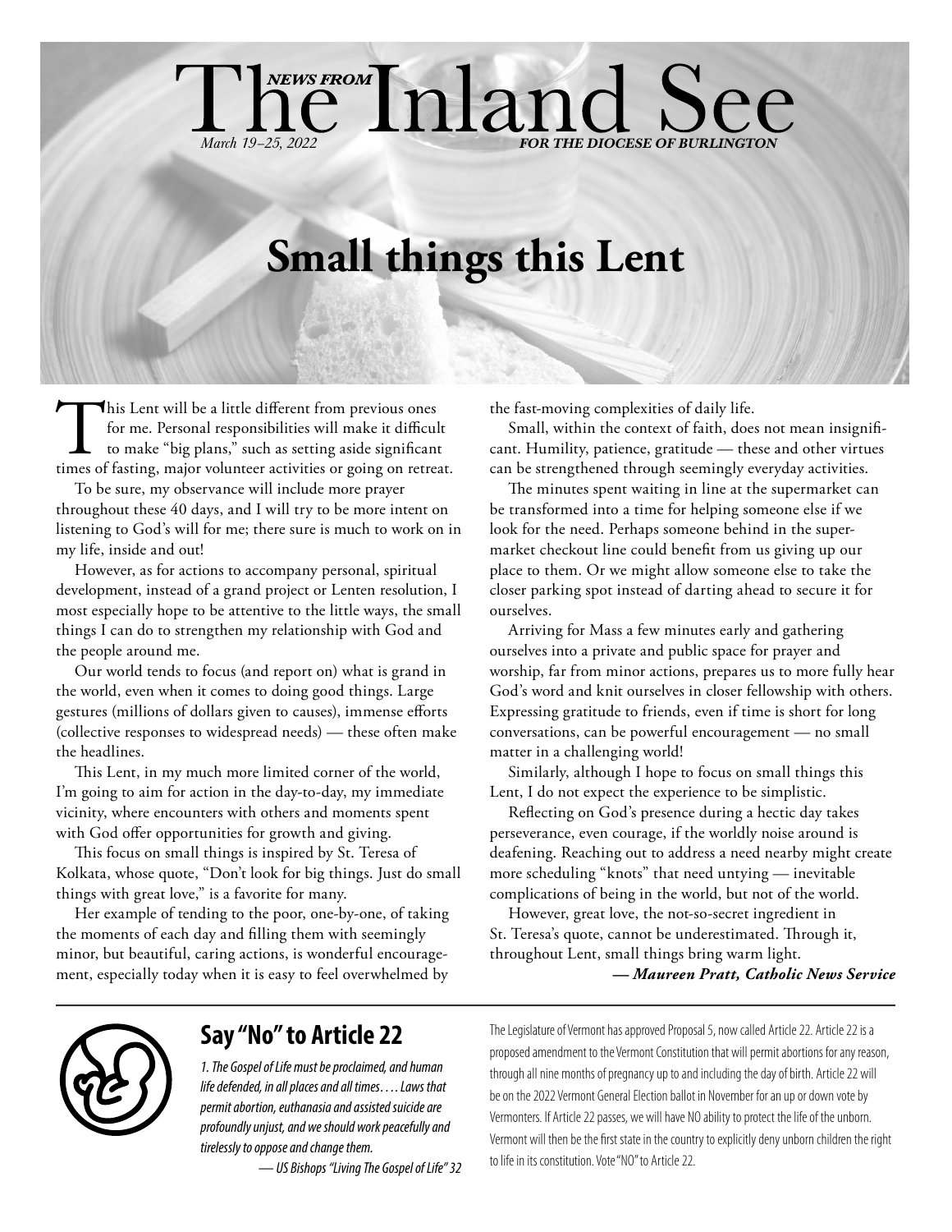# The *NEWS FROM* Inland See

*March 19–25, 2022* ***FOR THE DIOCESE OF BURLINGTON***

# Small things this Lent

This Lent will be a little different from previous ones for me. Personal responsibilities will make it difficult to make "big plans," such as setting aside significant times of fasting, major volunteer activities or going on retreat.

To be sure, my observance will include more prayer throughout these 40 days, and I will try to be more intent on listening to God's will for me; there sure is much to work on in my life, inside and out!

However, as for actions to accompany personal, spiritual development, instead of a grand project or Lenten resolution, I most especially hope to be attentive to the little ways, the small things I can do to strengthen my relationship with God and the people around me.

Our world tends to focus (and report on) what is grand in the world, even when it comes to doing good things. Large gestures (millions of dollars given to causes), immense efforts (collective responses to widespread needs) — these often make the headlines.

This Lent, in my much more limited corner of the world, I'm going to aim for action in the day-to-day, my immediate vicinity, where encounters with others and moments spent with God offer opportunities for growth and giving.

This focus on small things is inspired by St. Teresa of Kolkata, whose quote, "Don't look for big things. Just do small things with great love," is a favorite for many.

Her example of tending to the poor, one-by-one, of taking the moments of each day and filling them with seemingly minor, but beautiful, caring actions, is wonderful encouragement, especially today when it is easy to feel overwhelmed by the fast-moving complexities of daily life.

Small, within the context of faith, does not mean insignificant. Humility, patience, gratitude — these and other virtues can be strengthened through seemingly everyday activities.

The minutes spent waiting in line at the supermarket can be transformed into a time for helping someone else if we look for the need. Perhaps someone behind in the supermarket checkout line could benefit from us giving up our place to them. Or we might allow someone else to take the closer parking spot instead of darting ahead to secure it for ourselves.

Arriving for Mass a few minutes early and gathering ourselves into a private and public space for prayer and worship, far from minor actions, prepares us to more fully hear God's word and knit ourselves in closer fellowship with others. Expressing gratitude to friends, even if time is short for long conversations, can be powerful encouragement — no small matter in a challenging world!

Similarly, although I hope to focus on small things this Lent, I do not expect the experience to be simplistic.

Reflecting on God's presence during a hectic day takes perseverance, even courage, if the worldly noise around is deafening. Reaching out to address a need nearby might create more scheduling "knots" that need untying — inevitable complications of being in the world, but not of the world.

However, great love, the not-so-secret ingredient in St. Teresa's quote, cannot be underestimated. Through it, throughout Lent, small things bring warm light.

***— Maureen Pratt, Catholic News Service***

## Say "No" to Article 22

*1. The Gospel of Life must be proclaimed, and human life defended, in all places and all times. . . . Laws that permit abortion, euthanasia and assisted suicide are profoundly unjust, and we should work peacefully and tirelessly to oppose and change them.*

*— US Bishops "Living The Gospel of Life" 32*

The Legislature of Vermont has approved Proposal 5, now called Article 22. Article 22 is a proposed amendment to the Vermont Constitution that will permit abortions for any reason, through all nine months of pregnancy up to and including the day of birth. Article 22 will be on the 2022 Vermont General Election ballot in November for an up or down vote by Vermonters. If Article 22 passes, we will have NO ability to protect the life of the unborn. Vermont will then be the first state in the country to explicitly deny unborn children the right to life in its constitution. Vote "NO" to Article 22.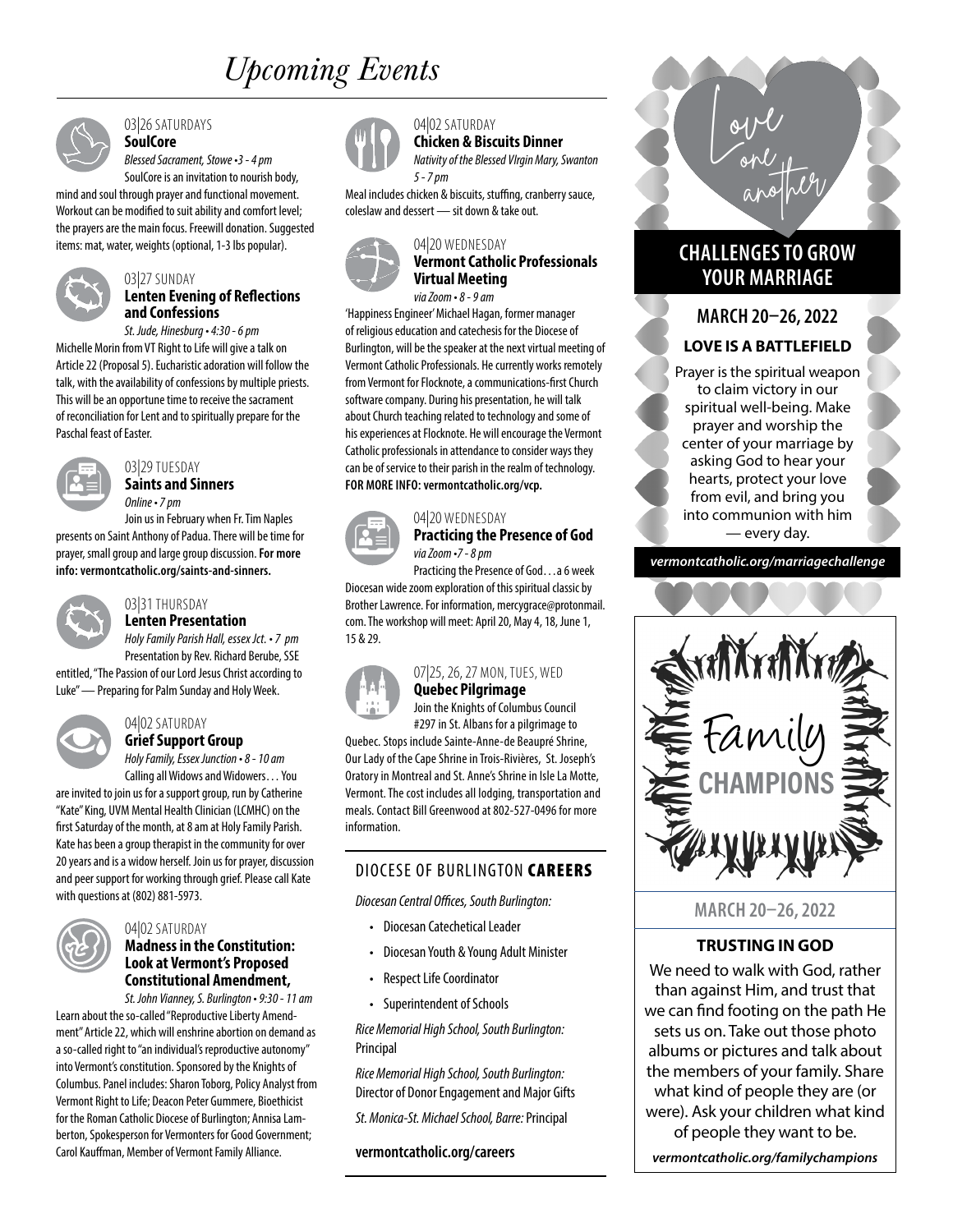# Upcoming Events

03|26 SATURDAYS
**SoulCore**
*Blessed Sacrament, Stowe •3 - 4 pm*
SoulCore is an invitation to nourish body, mind and soul through prayer and functional movement. Workout can be modified to suit ability and comfort level; the prayers are the main focus. Freewill donation. Suggested items: mat, water, weights (optional, 1-3 lbs popular).

03|27 SUNDAY
**Lenten Evening of Reflections and Confessions**
*St. Jude, Hinesburg • 4:30 - 6 pm*
Michelle Morin from VT Right to Life will give a talk on Article 22 (Proposal 5). Eucharistic adoration will follow the talk, with the availability of confessions by multiple priests. This will be an opportune time to receive the sacrament of reconciliation for Lent and to spiritually prepare for the Paschal feast of Easter.

03|29 TUESDAY
**Saints and Sinners**
*Online • 7 pm*
Join us in February when Fr. Tim Naples presents on Saint Anthony of Padua. There will be time for prayer, small group and large group discussion. **For more info: vermontcatholic.org/saints-and-sinners.**

03|31 THURSDAY
**Lenten Presentation**
*Holy Family Parish Hall, essex Jct. • 7 pm*
Presentation by Rev. Richard Berube, SSE entitled, "The Passion of our Lord Jesus Christ according to Luke" — Preparing for Palm Sunday and Holy Week.

04|02 SATURDAY
**Grief Support Group**
*Holy Family, Essex Junction • 8 - 10 am*
Calling all Widows and Widowers… You are invited to join us for a support group, run by Catherine "Kate" King, UVM Mental Health Clinician (LCMHC) on the first Saturday of the month, at 8 am at Holy Family Parish. Kate has been a group therapist in the community for over 20 years and is a widow herself. Join us for prayer, discussion and peer support for working through grief. Please call Kate with questions at (802) 881-5973.

04|02 SATURDAY
**Madness in the Constitution: Look at Vermont's Proposed Constitutional Amendment,**
*St. John Vianney, S. Burlington • 9:30 - 11 am*
Learn about the so-called "Reproductive Liberty Amendment" Article 22, which will enshrine abortion on demand as a so-called right to "an individual's reproductive autonomy" into Vermont's constitution. Sponsored by the Knights of Columbus. Panel includes: Sharon Toborg, Policy Analyst from Vermont Right to Life; Deacon Peter Gummere, Bioethicist for the Roman Catholic Diocese of Burlington; Annisa Lamberton, Spokesperson for Vermonters for Good Government; Carol Kauffman, Member of Vermont Family Alliance.

04|02 SATURDAY
**Chicken & Biscuits Dinner**
*Nativity of the Blessed VIrgin Mary, Swanton 5 - 7 pm*
Meal includes chicken & biscuits, stuffing, cranberry sauce, coleslaw and dessert — sit down & take out.

04|20 WEDNESDAY
**Vermont Catholic Professionals Virtual Meeting**
*via Zoom • 8 - 9 am*
'Happiness Engineer' Michael Hagan, former manager of religious education and catechesis for the Diocese of Burlington, will be the speaker at the next virtual meeting of Vermont Catholic Professionals. He currently works remotely from Vermont for Flocknote, a communications-first Church software company. During his presentation, he will talk about Church teaching related to technology and some of his experiences at Flocknote. He will encourage the Vermont Catholic professionals in attendance to consider ways they can be of service to their parish in the realm of technology. **FOR MORE INFO: vermontcatholic.org/vcp.**

04|20 WEDNESDAY
**Practicing the Presence of God**
*via Zoom •7 - 8 pm*
Practicing the Presence of God…a 6 week Diocesan wide zoom exploration of this spiritual classic by Brother Lawrence. For information, mercygrace@protonmail.com. The workshop will meet: April 20, May 4, 18, June 1, 15 & 29.

07|25, 26, 27 MON, TUES, WED
**Quebec Pilgrimage**
Join the Knights of Columbus Council #297 in St. Albans for a pilgrimage to Quebec. Stops include Sainte-Anne-de Beaupré Shrine, Our Lady of the Cape Shrine in Trois-Rivières, St. Joseph's Oratory in Montreal and St. Anne's Shrine in Isle La Motte, Vermont. The cost includes all lodging, transportation and meals. Contact Bill Greenwood at 802-527-0496 for more information.

## DIOCESE OF BURLINGTON **CAREERS**

*Diocesan Central Offices, South Burlington:*

- Diocesan Catechetical Leader
- Diocesan Youth & Young Adult Minister
- Respect Life Coordinator
- Superintendent of Schools

*Rice Memorial High School, South Burlington:* Principal

*Rice Memorial High School, South Burlington:* Director of Donor Engagement and Major Gifts

*St. Monica-St. Michael School, Barre:* Principal

**vermontcatholic.org/careers**

Love one another

## CHALLENGES TO GROW YOUR MARRIAGE

### MARCH 20–26, 2022

**LOVE IS A BATTLEFIELD**

Prayer is the spiritual weapon to claim victory in our spiritual well-being. Make prayer and worship the center of your marriage by asking God to hear your hearts, protect your love from evil, and bring you into communion with him — every day.

***vermontcatholic.org/marriagechallenge***

Family CHAMPIONS

### MARCH 20–26, 2022

**TRUSTING IN GOD**

We need to walk with God, rather than against Him, and trust that we can find footing on the path He sets us on. Take out those photo albums or pictures and talk about the members of your family. Share what kind of people they are (or were). Ask your children what kind of people they want to be.

***vermontcatholic.org/familychampions***